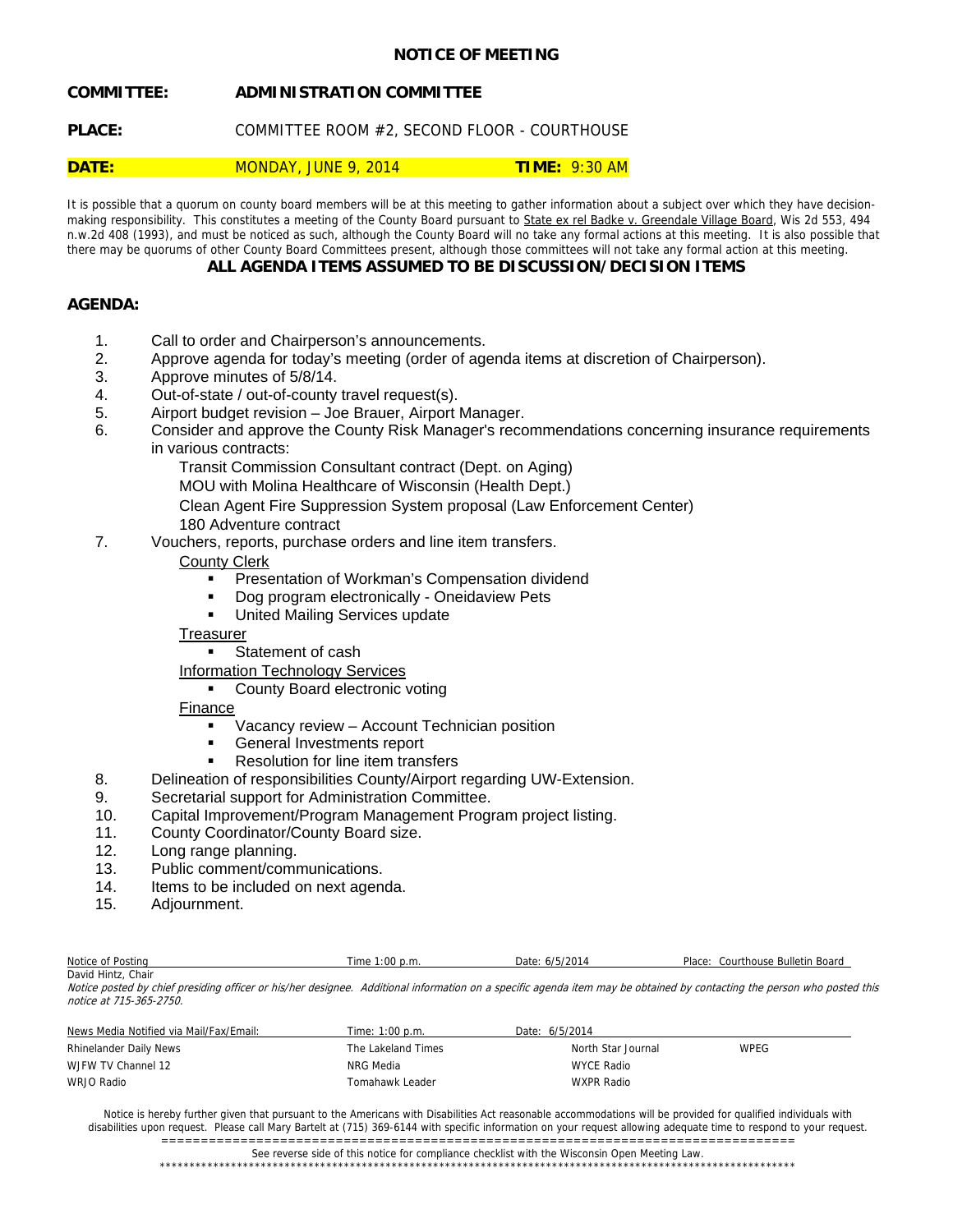# NOTICE OF MEETING

**COMMITTEE:** **ADMINISTRATION COMMITTEE**

**PLACE:** COMMITTEE ROOM #2, SECOND FLOOR - COURTHOUSE

**DATE:** MONDAY, JUNE 9, 2014 **TIME:** 9:30 AM

It is possible that a quorum on county board members will be at this meeting to gather information about a subject over which they have decision-making responsibility. This constitutes a meeting of the County Board pursuant to State ex rel Badke v. Greendale Village Board, Wis 2d 553, 494 n.w.2d 408 (1993), and must be noticed as such, although the County Board will no take any formal actions at this meeting. It is also possible that there may be quorums of other County Board Committees present, although those committees will not take any formal action at this meeting.

**ALL AGENDA ITEMS ASSUMED TO BE DISCUSSION/DECISION ITEMS**

## AGENDA:

1. Call to order and Chairperson's announcements.
2. Approve agenda for today's meeting (order of agenda items at discretion of Chairperson).
3. Approve minutes of 5/8/14.
4. Out-of-state / out-of-county travel request(s).
5. Airport budget revision – Joe Brauer, Airport Manager.
6. Consider and approve the County Risk Manager's recommendations concerning insurance requirements in various contracts:
   Transit Commission Consultant contract (Dept. on Aging)
   MOU with Molina Healthcare of Wisconsin (Health Dept.)
   Clean Agent Fire Suppression System proposal (Law Enforcement Center)
   180 Adventure contract
7. Vouchers, reports, purchase orders and line item transfers.
   County Clerk
   - Presentation of Workman's Compensation dividend
   - Dog program electronically - Oneidaview Pets
   - United Mailing Services update

   Treasurer
   - Statement of cash

   Information Technology Services
   - County Board electronic voting

   Finance
   - Vacancy review – Account Technician position
   - General Investments report
   - Resolution for line item transfers
8. Delineation of responsibilities County/Airport regarding UW-Extension.
9. Secretarial support for Administration Committee.
10. Capital Improvement/Program Management Program project listing.
11. County Coordinator/County Board size.
12. Long range planning.
13. Public comment/communications.
14. Items to be included on next agenda.
15. Adjournment.

| Notice of Posting | Time 1:00 p.m. | Date: 6/5/2014 | Place: Courthouse Bulletin Board |
|---|---|---|---|

David Hintz, Chair

*Notice posted by chief presiding officer or his/her designee. Additional information on a specific agenda item may be obtained by contacting the person who posted this notice at 715-365-2750.*

| News Media Notified via Mail/Fax/Email: | Time: 1:00 p.m. | Date: 6/5/2014 | |
|---|---|---|---|
| Rhinelander Daily News | The Lakeland Times | North Star Journal | WPEG |
| WJFW TV Channel 12 | NRG Media | WYCE Radio | |
| WRJO Radio | Tomahawk Leader | WXPR Radio | |

Notice is hereby further given that pursuant to the Americans with Disabilities Act reasonable accommodations will be provided for qualified individuals with disabilities upon request. Please call Mary Bartelt at (715) 369-6144 with specific information on your request allowing adequate time to respond to your request.

See reverse side of this notice for compliance checklist with the Wisconsin Open Meeting Law.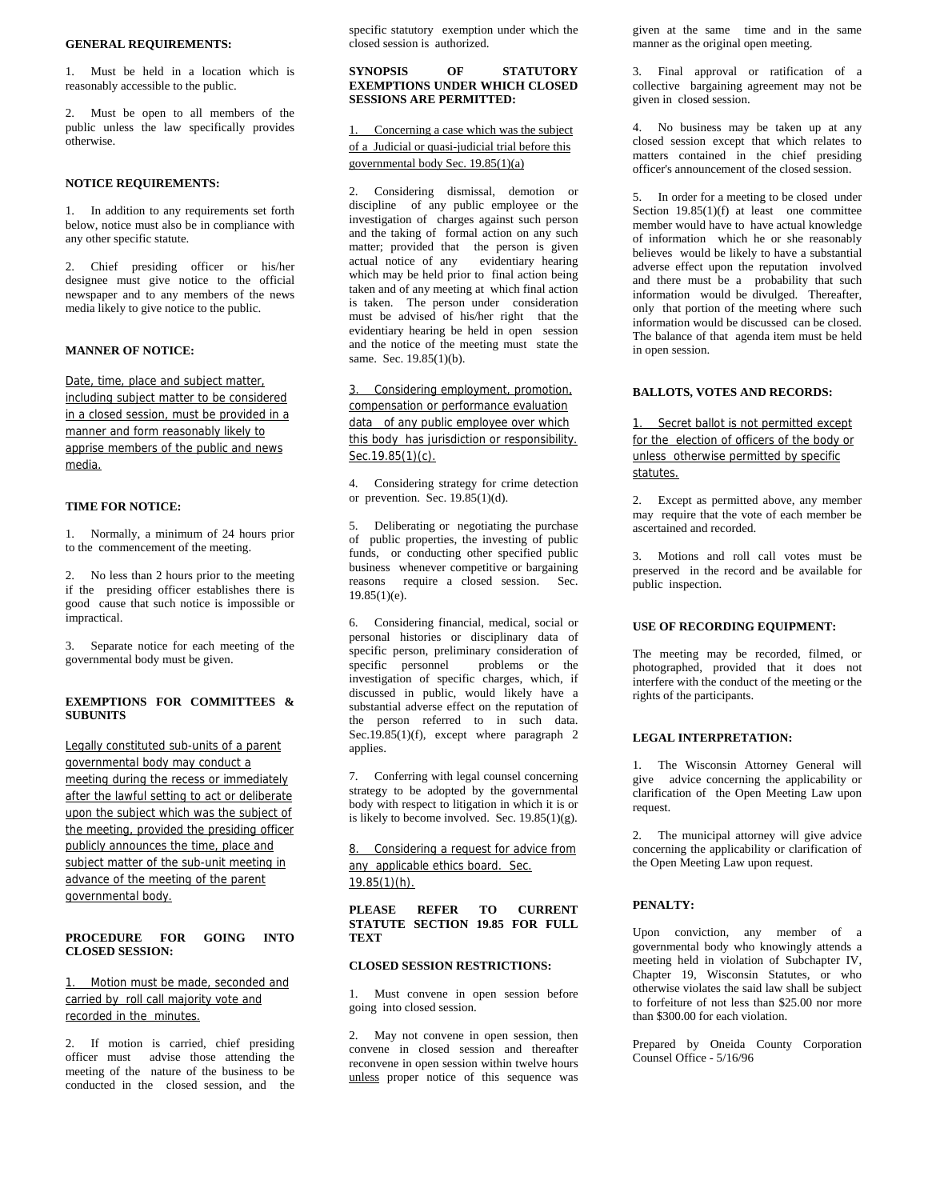**GENERAL REQUIREMENTS:**

1. Must be held in a location which is reasonably accessible to the public.

2. Must be open to all members of the public unless the law specifically provides otherwise.

**NOTICE REQUIREMENTS:**

1. In addition to any requirements set forth below, notice must also be in compliance with any other specific statute.

2. Chief presiding officer or his/her designee must give notice to the official newspaper and to any members of the news media likely to give notice to the public.

**MANNER OF NOTICE:**

Date, time, place and subject matter, including subject matter to be considered in a closed session, must be provided in a manner and form reasonably likely to apprise members of the public and news media.

**TIME FOR NOTICE:**

1. Normally, a minimum of 24 hours prior to the commencement of the meeting.

2. No less than 2 hours prior to the meeting if the presiding officer establishes there is good cause that such notice is impossible or impractical.

3. Separate notice for each meeting of the governmental body must be given.

**EXEMPTIONS FOR COMMITTEES & SUBUNITS**

Legally constituted sub-units of a parent governmental body may conduct a meeting during the recess or immediately after the lawful setting to act or deliberate upon the subject which was the subject of the meeting, provided the presiding officer publicly announces the time, place and subject matter of the sub-unit meeting in advance of the meeting of the parent governmental body.

**PROCEDURE FOR GOING INTO CLOSED SESSION:**

1. Motion must be made, seconded and carried by roll call majority vote and recorded in the minutes.

2. If motion is carried, chief presiding officer must advise those attending the meeting of the nature of the business to be conducted in the closed session, and the specific statutory exemption under which the closed session is authorized.

**SYNOPSIS OF STATUTORY EXEMPTIONS UNDER WHICH CLOSED SESSIONS ARE PERMITTED:**

1. Concerning a case which was the subject of a Judicial or quasi-judicial trial before this governmental body Sec. 19.85(1)(a)

2. Considering dismissal, demotion or discipline of any public employee or the investigation of charges against such person and the taking of formal action on any such matter; provided that the person is given actual notice of any evidentiary hearing which may be held prior to final action being taken and of any meeting at which final action is taken. The person under consideration must be advised of his/her right that the evidentiary hearing be held in open session and the notice of the meeting must state the same. Sec. 19.85(1)(b).

3. Considering employment, promotion, compensation or performance evaluation data of any public employee over which this body has jurisdiction or responsibility. Sec.19.85(1)(c).

4. Considering strategy for crime detection or prevention. Sec. 19.85(1)(d).

5. Deliberating or negotiating the purchase of public properties, the investing of public funds, or conducting other specified public business whenever competitive or bargaining reasons require a closed session. Sec. 19.85(1)(e).

6. Considering financial, medical, social or personal histories or disciplinary data of specific person, preliminary consideration of specific personnel problems or the investigation of specific charges, which, if discussed in public, would likely have a substantial adverse effect on the reputation of the person referred to in such data. Sec.19.85(1)(f), except where paragraph 2 applies.

7. Conferring with legal counsel concerning strategy to be adopted by the governmental body with respect to litigation in which it is or is likely to become involved. Sec. 19.85(1)(g).

8. Considering a request for advice from any applicable ethics board. Sec. 19.85(1)(h).

**PLEASE REFER TO CURRENT STATUTE SECTION 19.85 FOR FULL TEXT**

**CLOSED SESSION RESTRICTIONS:**

1. Must convene in open session before going into closed session.

2. May not convene in open session, then convene in closed session and thereafter reconvene in open session within twelve hours unless proper notice of this sequence was given at the same time and in the same manner as the original open meeting.

3. Final approval or ratification of a collective bargaining agreement may not be given in closed session.

4. No business may be taken up at any closed session except that which relates to matters contained in the chief presiding officer's announcement of the closed session.

5. In order for a meeting to be closed under Section 19.85(1)(f) at least one committee member would have to have actual knowledge of information which he or she reasonably believes would be likely to have a substantial adverse effect upon the reputation involved and there must be a probability that such information would be divulged. Thereafter, only that portion of the meeting where such information would be discussed can be closed. The balance of that agenda item must be held in open session.

**BALLOTS, VOTES AND RECORDS:**

1. Secret ballot is not permitted except for the election of officers of the body or unless otherwise permitted by specific statutes.

2. Except as permitted above, any member may require that the vote of each member be ascertained and recorded.

3. Motions and roll call votes must be preserved in the record and be available for public inspection.

**USE OF RECORDING EQUIPMENT:**

The meeting may be recorded, filmed, or photographed, provided that it does not interfere with the conduct of the meeting or the rights of the participants.

**LEGAL INTERPRETATION:**

1. The Wisconsin Attorney General will give advice concerning the applicability or clarification of the Open Meeting Law upon request.

2. The municipal attorney will give advice concerning the applicability or clarification of the Open Meeting Law upon request.

**PENALTY:**

Upon conviction, any member of a governmental body who knowingly attends a meeting held in violation of Subchapter IV, Chapter 19, Wisconsin Statutes, or who otherwise violates the said law shall be subject to forfeiture of not less than $25.00 nor more than $300.00 for each violation.

Prepared by Oneida County Corporation Counsel Office - 5/16/96